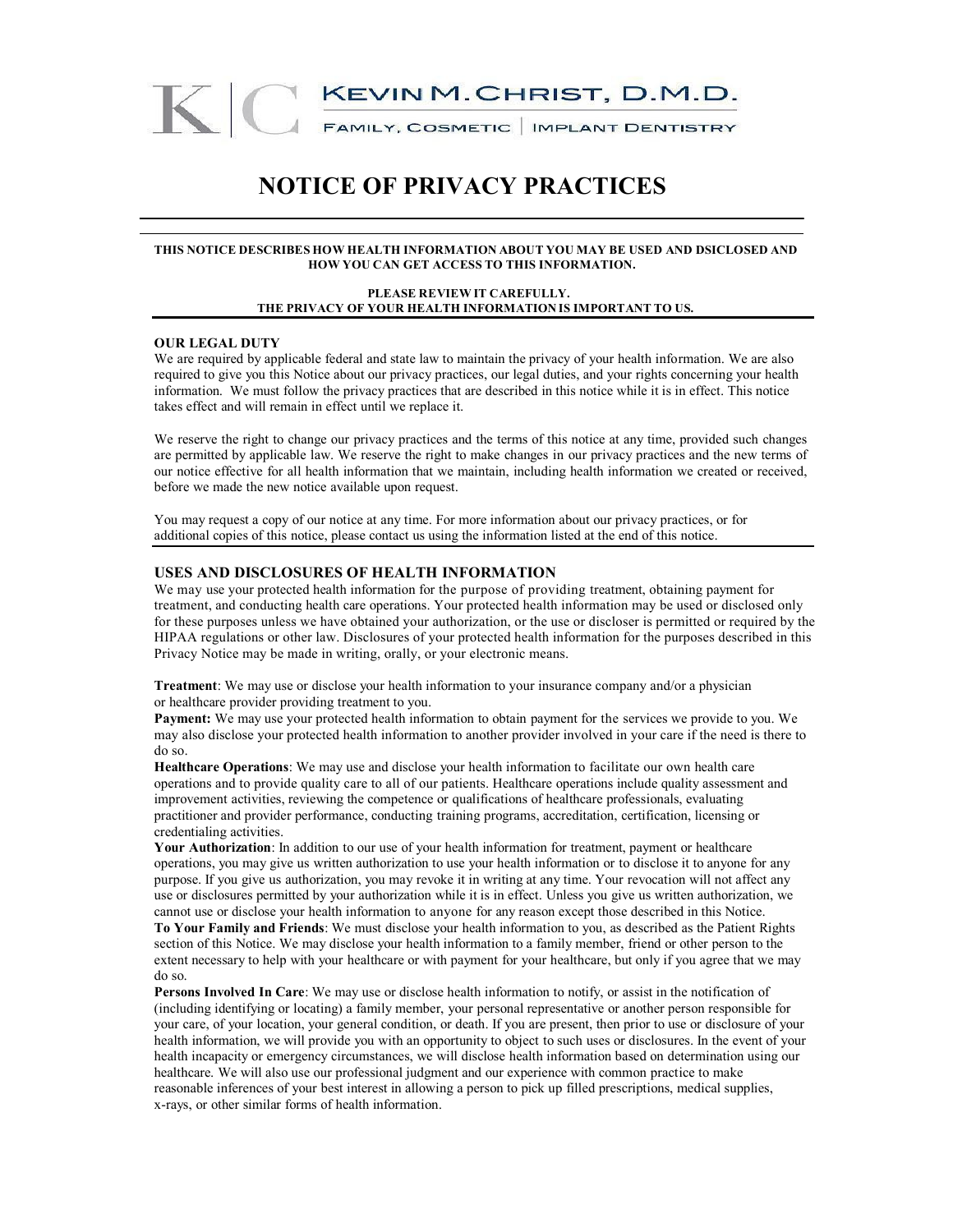KEVIN M. CHRIST, D.M.D.

FAMILY, COSMETIC | IMPLANT DENTISTRY

# NOTICE OF PRIVACY PRACTICES

**THIS NOTICE DESCRIBES HOW HEALTH INFORMATION ABOUT YOU MAY BE USED AND DSICLOSED AND HOW YOU CAN GET ACCESS TO THIS INFORMATION.**

**PLEASE REVIEW IT CAREFULLY.**
**THE PRIVACY OF YOUR HEALTH INFORMATION IS IMPORTANT TO US.**

**OUR LEGAL DUTY**

We are required by applicable federal and state law to maintain the privacy of your health information. We are also required to give you this Notice about our privacy practices, our legal duties, and your rights concerning your health information. We must follow the privacy practices that are described in this notice while it is in effect. This notice takes effect and will remain in effect until we replace it.

We reserve the right to change our privacy practices and the terms of this notice at any time, provided such changes are permitted by applicable law. We reserve the right to make changes in our privacy practices and the new terms of our notice effective for all health information that we maintain, including health information we created or received, before we made the new notice available upon request.

You may request a copy of our notice at any time. For more information about our privacy practices, or for additional copies of this notice, please contact us using the information listed at the end of this notice.

## USES AND DISCLOSURES OF HEALTH INFORMATION

We may use your protected health information for the purpose of providing treatment, obtaining payment for treatment, and conducting health care operations. Your protected health information may be used or disclosed only for these purposes unless we have obtained your authorization, or the use or discloser is permitted or required by the HIPAA regulations or other law. Disclosures of your protected health information for the purposes described in this Privacy Notice may be made in writing, orally, or your electronic means.

**Treatment**: We may use or disclose your health information to your insurance company and/or a physician or healthcare provider providing treatment to you.

**Payment:** We may use your protected health information to obtain payment for the services we provide to you. We may also disclose your protected health information to another provider involved in your care if the need is there to do so.

**Healthcare Operations**: We may use and disclose your health information to facilitate our own health care operations and to provide quality care to all of our patients. Healthcare operations include quality assessment and improvement activities, reviewing the competence or qualifications of healthcare professionals, evaluating practitioner and provider performance, conducting training programs, accreditation, certification, licensing or credentialing activities.

**Your Authorization**: In addition to our use of your health information for treatment, payment or healthcare operations, you may give us written authorization to use your health information or to disclose it to anyone for any purpose. If you give us authorization, you may revoke it in writing at any time. Your revocation will not affect any use or disclosures permitted by your authorization while it is in effect. Unless you give us written authorization, we cannot use or disclose your health information to anyone for any reason except those described in this Notice.

**To Your Family and Friends**: We must disclose your health information to you, as described as the Patient Rights section of this Notice. We may disclose your health information to a family member, friend or other person to the extent necessary to help with your healthcare or with payment for your healthcare, but only if you agree that we may do so.

**Persons Involved In Care**: We may use or disclose health information to notify, or assist in the notification of (including identifying or locating) a family member, your personal representative or another person responsible for your care, of your location, your general condition, or death. If you are present, then prior to use or disclosure of your health information, we will provide you with an opportunity to object to such uses or disclosures. In the event of your health incapacity or emergency circumstances, we will disclose health information based on determination using our healthcare. We will also use our professional judgment and our experience with common practice to make reasonable inferences of your best interest in allowing a person to pick up filled prescriptions, medical supplies, x-rays, or other similar forms of health information.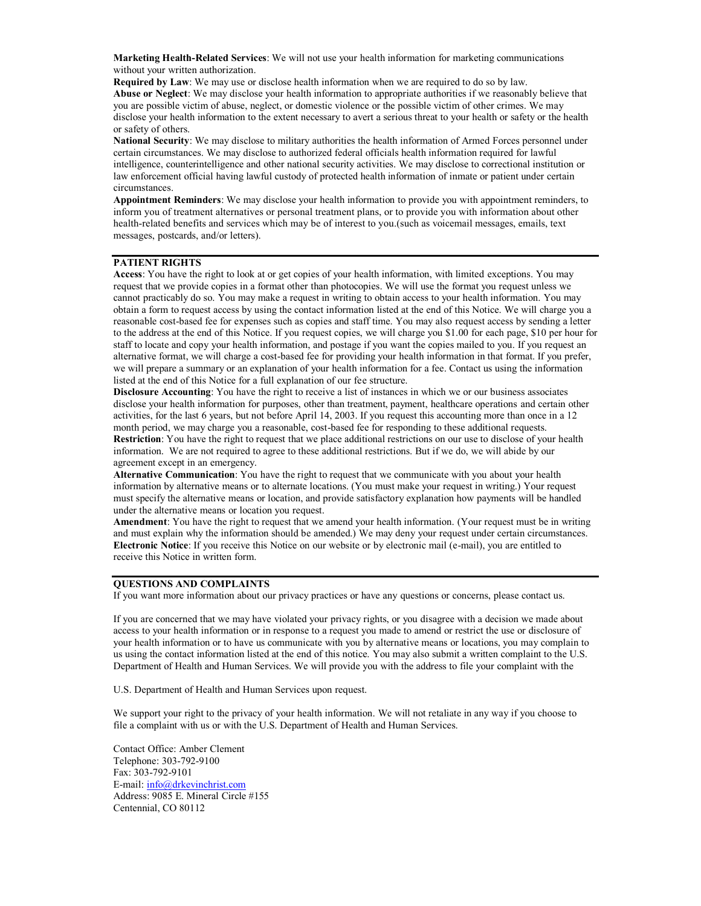**Marketing Health-Related Services**: We will not use your health information for marketing communications without your written authorization.

**Required by Law**: We may use or disclose health information when we are required to do so by law.

**Abuse or Neglect**: We may disclose your health information to appropriate authorities if we reasonably believe that you are possible victim of abuse, neglect, or domestic violence or the possible victim of other crimes. We may disclose your health information to the extent necessary to avert a serious threat to your health or safety or the health or safety of others.

**National Security**: We may disclose to military authorities the health information of Armed Forces personnel under certain circumstances. We may disclose to authorized federal officials health information required for lawful intelligence, counterintelligence and other national security activities. We may disclose to correctional institution or law enforcement official having lawful custody of protected health information of inmate or patient under certain circumstances.

**Appointment Reminders**: We may disclose your health information to provide you with appointment reminders, to inform you of treatment alternatives or personal treatment plans, or to provide you with information about other health-related benefits and services which may be of interest to you.(such as voicemail messages, emails, text messages, postcards, and/or letters).

---

**PATIENT RIGHTS**

**Access**: You have the right to look at or get copies of your health information, with limited exceptions. You may request that we provide copies in a format other than photocopies. We will use the format you request unless we cannot practicably do so. You may make a request in writing to obtain access to your health information. You may obtain a form to request access by using the contact information listed at the end of this Notice. We will charge you a reasonable cost-based fee for expenses such as copies and staff time. You may also request access by sending a letter to the address at the end of this Notice. If you request copies, we will charge you $1.00 for each page, $10 per hour for staff to locate and copy your health information, and postage if you want the copies mailed to you. If you request an alternative format, we will charge a cost-based fee for providing your health information in that format. If you prefer, we will prepare a summary or an explanation of your health information for a fee. Contact us using the information listed at the end of this Notice for a full explanation of our fee structure.

**Disclosure Accounting**: You have the right to receive a list of instances in which we or our business associates disclose your health information for purposes, other than treatment, payment, healthcare operations and certain other activities, for the last 6 years, but not before April 14, 2003. If you request this accounting more than once in a 12 month period, we may charge you a reasonable, cost-based fee for responding to these additional requests.

**Restriction**: You have the right to request that we place additional restrictions on our use to disclose of your health information. We are not required to agree to these additional restrictions. But if we do, we will abide by our agreement except in an emergency.

**Alternative Communication**: You have the right to request that we communicate with you about your health information by alternative means or to alternate locations. (You must make your request in writing.) Your request must specify the alternative means or location, and provide satisfactory explanation how payments will be handled under the alternative means or location you request.

**Amendment**: You have the right to request that we amend your health information. (Your request must be in writing and must explain why the information should be amended.) We may deny your request under certain circumstances.

**Electronic Notice**: If you receive this Notice on our website or by electronic mail (e-mail), you are entitled to receive this Notice in written form.

---

**QUESTIONS AND COMPLAINTS**

If you want more information about our privacy practices or have any questions or concerns, please contact us.

If you are concerned that we may have violated your privacy rights, or you disagree with a decision we made about access to your health information or in response to a request you made to amend or restrict the use or disclosure of your health information or to have us communicate with you by alternative means or locations, you may complain to us using the contact information listed at the end of this notice. You may also submit a written complaint to the U.S. Department of Health and Human Services. We will provide you with the address to file your complaint with the

U.S. Department of Health and Human Services upon request.

We support your right to the privacy of your health information. We will not retaliate in any way if you choose to file a complaint with us or with the U.S. Department of Health and Human Services.

Contact Office: Amber Clement  
Telephone: 303-792-9100  
Fax: 303-792-9101  
E-mail: info@drkevinchrist.com  
Address: 9085 E. Mineral Circle #155  
Centennial, CO 80112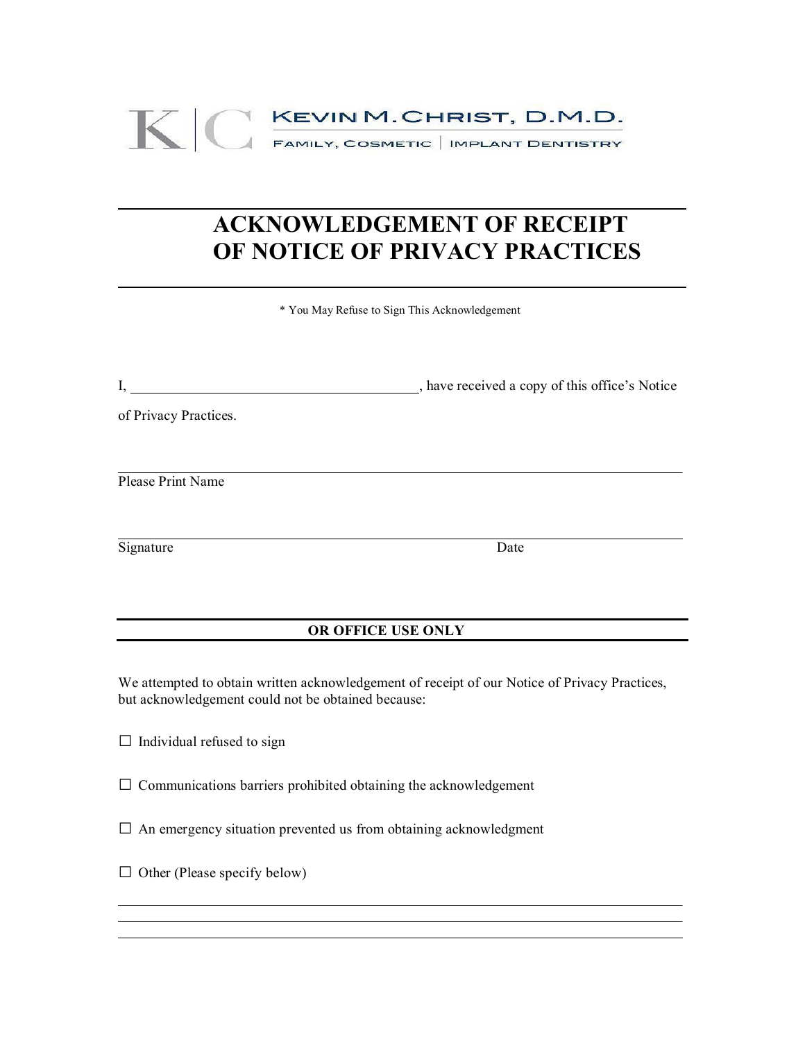KEVIN M. CHRIST, D.M.D.

FAMILY, COSMETIC | IMPLANT DENTISTRY

# ACKNOWLEDGEMENT OF RECEIPT OF NOTICE OF PRIVACY PRACTICES

* You May Refuse to Sign This Acknowledgement

I, ________________________________________, have received a copy of this office's Notice of Privacy Practices.

______________________________________________________________________

Please Print Name

______________________________________________________________________

Signature                                                                                    Date

**OR OFFICE USE ONLY**

We attempted to obtain written acknowledgement of receipt of our Notice of Privacy Practices, but acknowledgement could not be obtained because:

☐ Individual refused to sign

☐ Communications barriers prohibited obtaining the acknowledgement

☐ An emergency situation prevented us from obtaining acknowledgment

☐ Other (Please specify below)

______________________________________________________________________

______________________________________________________________________

______________________________________________________________________